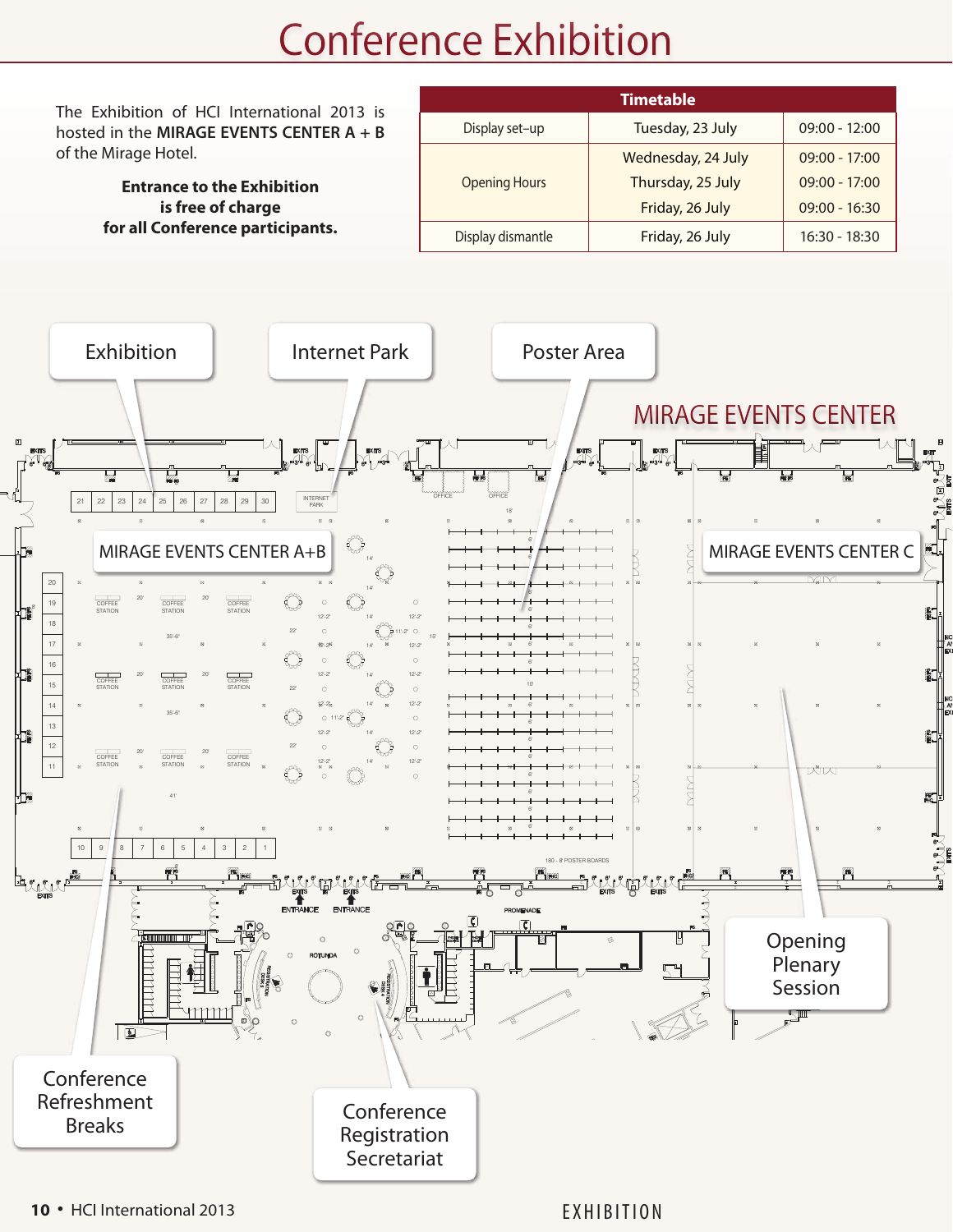# Conference Exhibition

The Exhibition of HCI International 2013 is hosted in the **MIRAGE EVENTS CENTER A + B** of the Mirage Hotel.

**Entrance to the Exhibition is free of charge for all Conference participants.**

| Timetable | | |
|---|---|---|
| Display set-up | Tuesday, 23 July | 09:00 - 12:00 |
| Opening Hours | Wednesday, 24 July | 09:00 - 17:00 |
| | Thursday, 25 July | 09:00 - 17:00 |
| | Friday, 26 July | 09:00 - 16:30 |
| Display dismantle | Friday, 26 July | 16:30 - 18:30 |

Exhibition

Internet Park

Poster Area

MIRAGE EVENTS CENTER

MIRAGE EVENTS CENTER A+B

MIRAGE EVENTS CENTER C

Opening Plenary Session

Conference Refreshment Breaks

Conference Registration Secretariat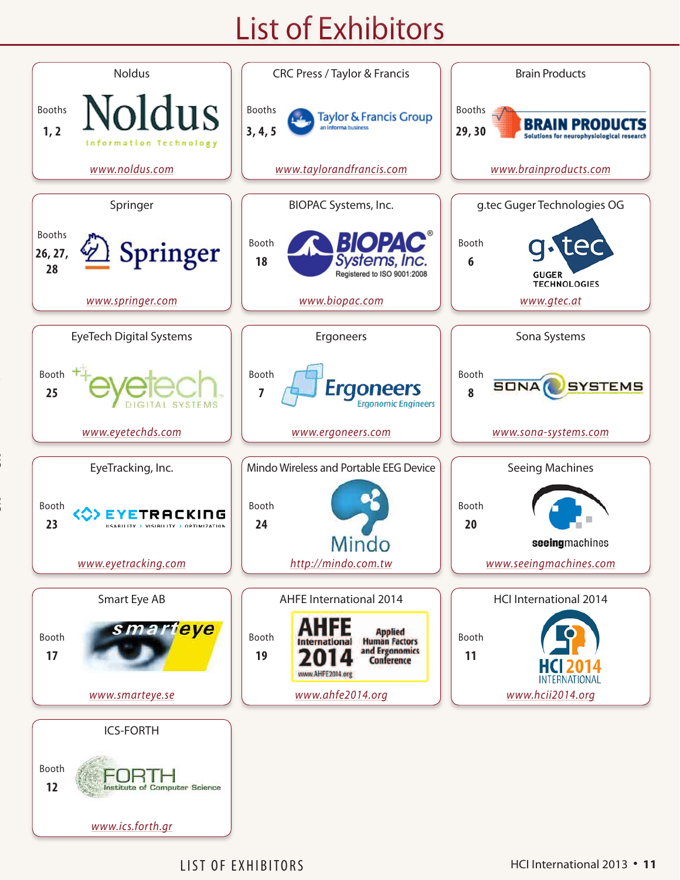# List of Exhibitors

**Noldus**
Booths 1, 2
www.noldus.com

**CRC Press / Taylor & Francis**
Booths 3, 4, 5
www.taylorandfrancis.com

**Brain Products**
Booths 29, 30
www.brainproducts.com

**Springer**
Booths 26, 27, 28
www.springer.com

**BIOPAC Systems, Inc.**
Booth 18
www.biopac.com

**g.tec Guger Technologies OG**
Booth 6
www.gtec.at

**EyeTech Digital Systems**
Booth 25
www.eyetechds.com

**Ergoneers**
Booth 7
www.ergoneers.com

**Sona Systems**
Booth 8
www.sona-systems.com

**EyeTracking, Inc.**
Booth 23
www.eyetracking.com

**Mindo Wireless and Portable EEG Device**
Booth 24
http://mindo.com.tw

**Seeing Machines**
Booth 20
www.seeingmachines.com

**Smart Eye AB**
Booth 17
www.smarteye.se

**AHFE International 2014**
Booth 19
www.ahfe2014.org

**HCI International 2014**
Booth 11
www.hcii2014.org

**ICS-FORTH**
Booth 12
www.ics.forth.gr